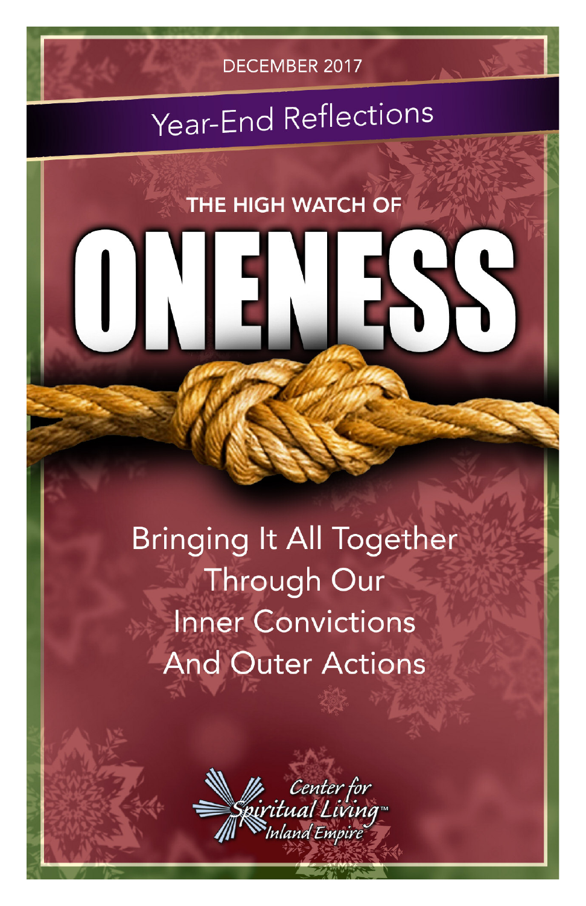DECEMBER 2017

## Year-End Reflections

### THE HIGH WATCH OF

# ONENESS

Bringing It All Together Through Our Inner Convictions And Outer Actions

Center for Spiritual Living™ Inland Empire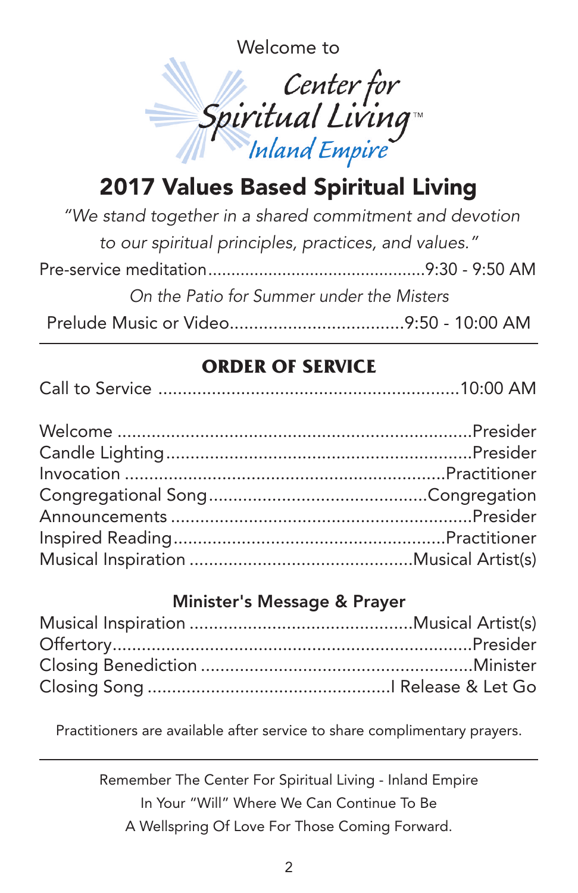Welcome to

Center for Spiritual Living™
Inland Empire

# 2017 Values Based Spiritual Living

*"We stand together in a shared commitment and devotion to our spiritual principles, practices, and values."*

Pre-service meditation..............................................9:30 - 9:50 AM

*On the Patio for Summer under the Misters*

Prelude Music or Video....................................9:50 - 10:00 AM

---

## ORDER OF SERVICE

Call to Service ..............................................................10:00 AM

Welcome .........................................................................Presider
Candle Lighting...............................................................Presider
Invocation .................................................................Practitioner
Congregational Song............................................Congregation
Announcements .............................................................Presider
Inspired Reading.......................................................Practitioner
Musical Inspiration ..............................................Musical Artist(s)

### Minister's Message & Prayer

Musical Inspiration ..............................................Musical Artist(s)
Offertory..........................................................................Presider
Closing Benediction ........................................................Minister
Closing Song ..................................................I Release & Let Go

Practitioners are available after service to share complimentary prayers.

---

Remember The Center For Spiritual Living - Inland Empire
In Your "Will" Where We Can Continue To Be
A Wellspring Of Love For Those Coming Forward.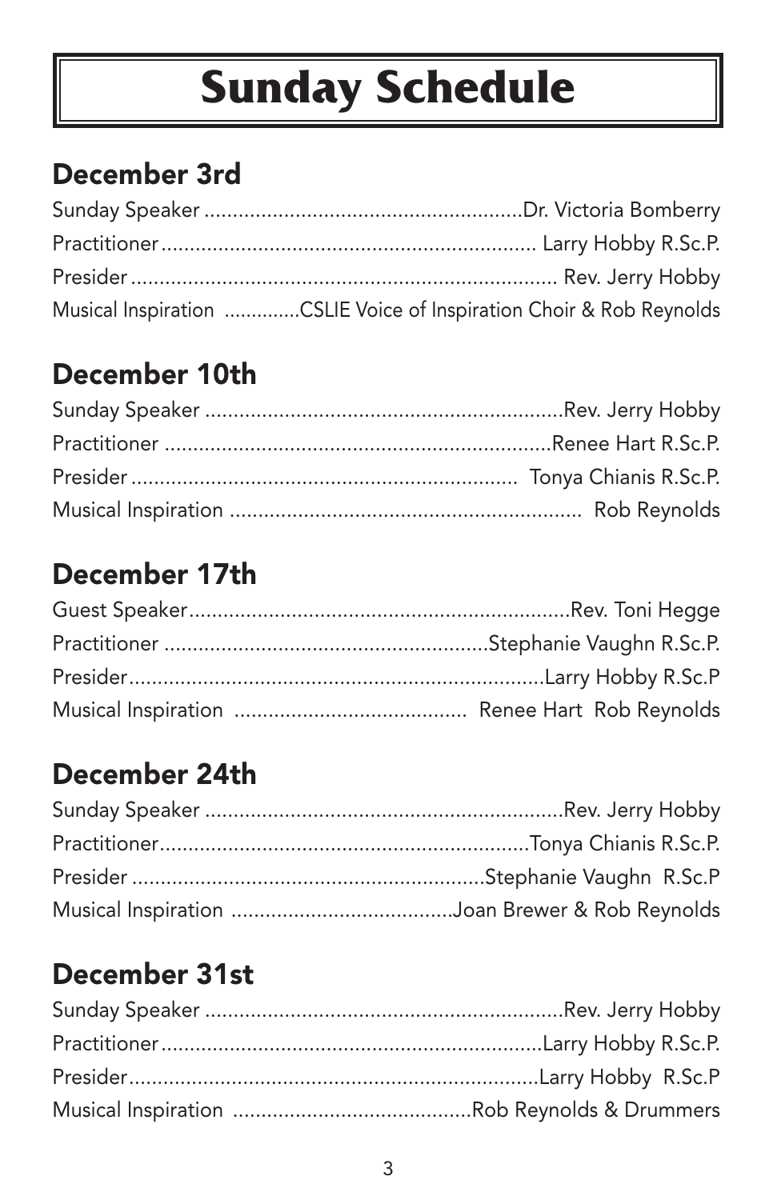# Sunday Schedule

## December 3rd

Sunday Speaker ........................................................Dr. Victoria Bomberry
Practitioner.................................................................. Larry Hobby R.Sc.P.
Presider.......................................................................... Rev. Jerry Hobby
Musical Inspiration .............CSLIE Voice of Inspiration Choir & Rob Reynolds

## December 10th

Sunday Speaker ...............................................................Rev. Jerry Hobby
Practitioner ....................................................................Renee Hart R.Sc.P.
Presider.................................................................... Tonya Chianis R.Sc.P.
Musical Inspiration .............................................................. Rob Reynolds

## December 17th

Guest Speaker...................................................................Rev. Toni Hegge
Practitioner ........................................................Stephanie Vaughn R.Sc.P.
Presider.........................................................................Larry Hobby R.Sc.P
Musical Inspiration ......................................... Renee Hart Rob Reynolds

## December 24th

Sunday Speaker ...............................................................Rev. Jerry Hobby
Practitioner.................................................................Tonya Chianis R.Sc.P.
Presider .............................................................Stephanie Vaughn R.Sc.P
Musical Inspiration .......................................Joan Brewer & Rob Reynolds

## December 31st

Sunday Speaker ...............................................................Rev. Jerry Hobby
Practitioner...................................................................Larry Hobby R.Sc.P.
Presider........................................................................Larry Hobby R.Sc.P
Musical Inspiration ..........................................Rob Reynolds & Drummers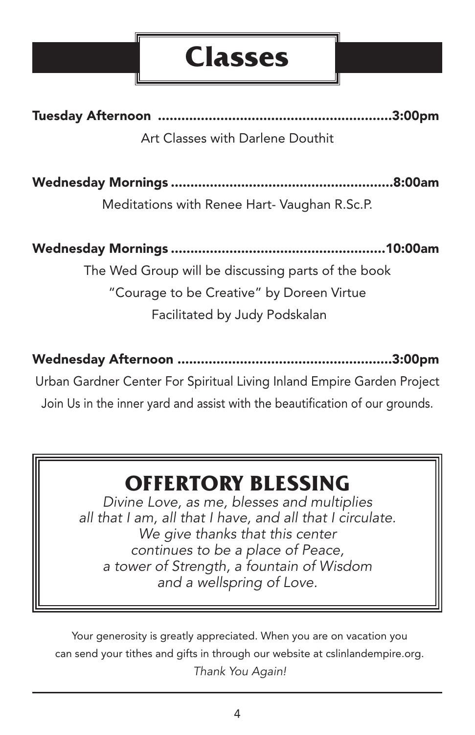# Classes

**Tuesday Afternoon ........................................................3:00pm**

Art Classes with Darlene Douthit

**Wednesday Mornings ....................................................8:00am**

Meditations with Renee Hart- Vaughan R.Sc.P.

**Wednesday Mornings ..................................................10:00am**

The Wed Group will be discussing parts of the book
"Courage to be Creative" by Doreen Virtue
Facilitated by Judy Podskalan

**Wednesday Afternoon ..................................................3:00pm**

Urban Gardner Center For Spiritual Living Inland Empire Garden Project
Join Us in the inner yard and assist with the beautification of our grounds.

## OFFERTORY BLESSING

*Divine Love, as me, blesses and multiplies*
*all that I am, all that I have, and all that I circulate.*
*We give thanks that this center*
*continues to be a place of Peace,*
*a tower of Strength, a fountain of Wisdom*
*and a wellspring of Love.*

Your generosity is greatly appreciated. When you are on vacation you can send your tithes and gifts in through our website at cslinlandempire.org.
*Thank You Again!*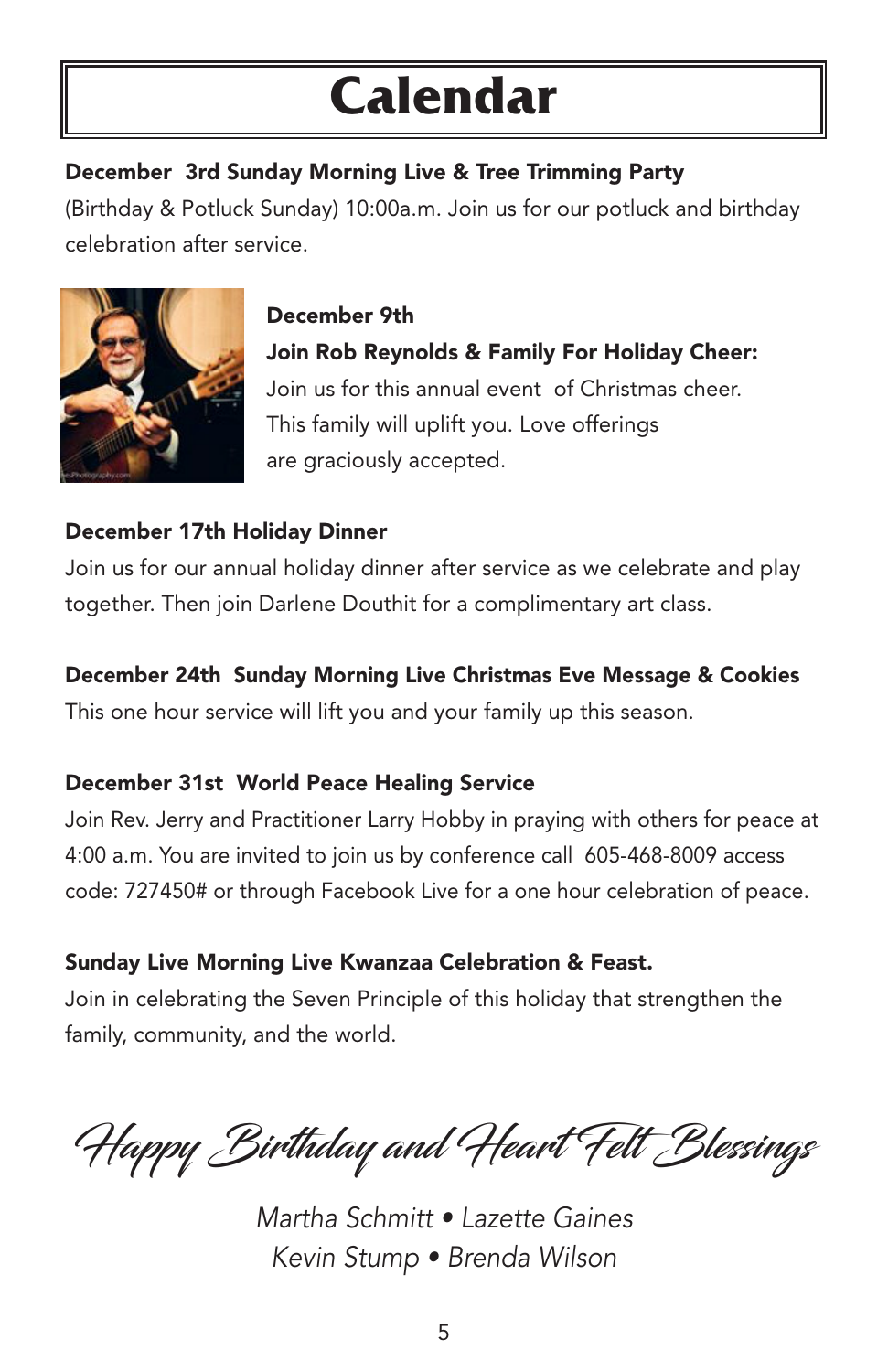# Calendar

**December 3rd Sunday Morning Live & Tree Trimming Party**
(Birthday & Potluck Sunday) 10:00a.m. Join us for our potluck and birthday celebration after service.

**December 9th**
**Join Rob Reynolds & Family For Holiday Cheer:**
Join us for this annual event of Christmas cheer. This family will uplift you. Love offerings are graciously accepted.

**December 17th Holiday Dinner**
Join us for our annual holiday dinner after service as we celebrate and play together. Then join Darlene Douthit for a complimentary art class.

**December 24th Sunday Morning Live Christmas Eve Message & Cookies**
This one hour service will lift you and your family up this season.

**December 31st World Peace Healing Service**
Join Rev. Jerry and Practitioner Larry Hobby in praying with others for peace at 4:00 a.m. You are invited to join us by conference call 605-468-8009 access code: 727450# or through Facebook Live for a one hour celebration of peace.

**Sunday Live Morning Live Kwanzaa Celebration & Feast.**
Join in celebrating the Seven Principle of this holiday that strengthen the family, community, and the world.

## *Happy Birthday and Heart Felt Blessings*

*Martha Schmitt • Lazette Gaines*
*Kevin Stump • Brenda Wilson*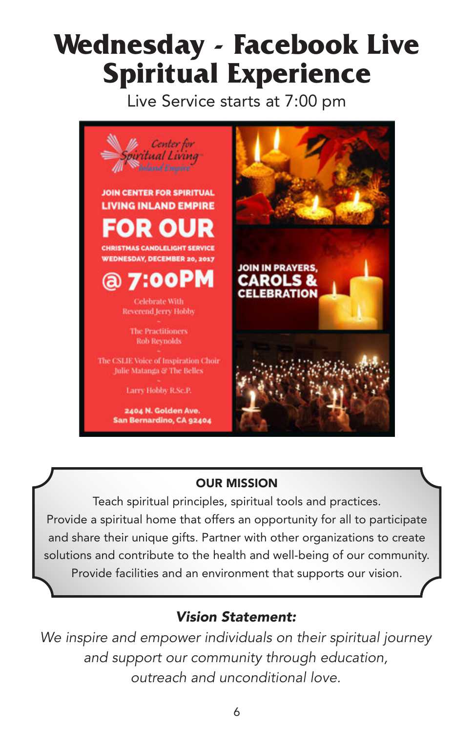# Wednesday - Facebook Live Spiritual Experience

Live Service starts at 7:00 pm

Center for Spiritual Living Inland Empire

JOIN CENTER FOR SPIRITUAL LIVING INLAND EMPIRE

FOR OUR

CHRISTMAS CANDLELIGHT SERVICE
WEDNESDAY, DECEMBER 20, 2017

@ 7:00PM

Celebrate With
Reverend Jerry Hobby

The Practitioners
Rob Reynolds

The CSLIE Voice of Inspiration Choir
Julie Matanga & The Belles

Larry Hobby R.Sc.P.

2404 N. Golden Ave.
San Bernardino, CA 92404

JOIN IN PRAYERS, CAROLS & CELEBRATION

**OUR MISSION**

Teach spiritual principles, spiritual tools and practices. Provide a spiritual home that offers an opportunity for all to participate and share their unique gifts. Partner with other organizations to create solutions and contribute to the health and well-being of our community. Provide facilities and an environment that supports our vision.

***Vision Statement:***

*We inspire and empower individuals on their spiritual journey and support our community through education, outreach and unconditional love.*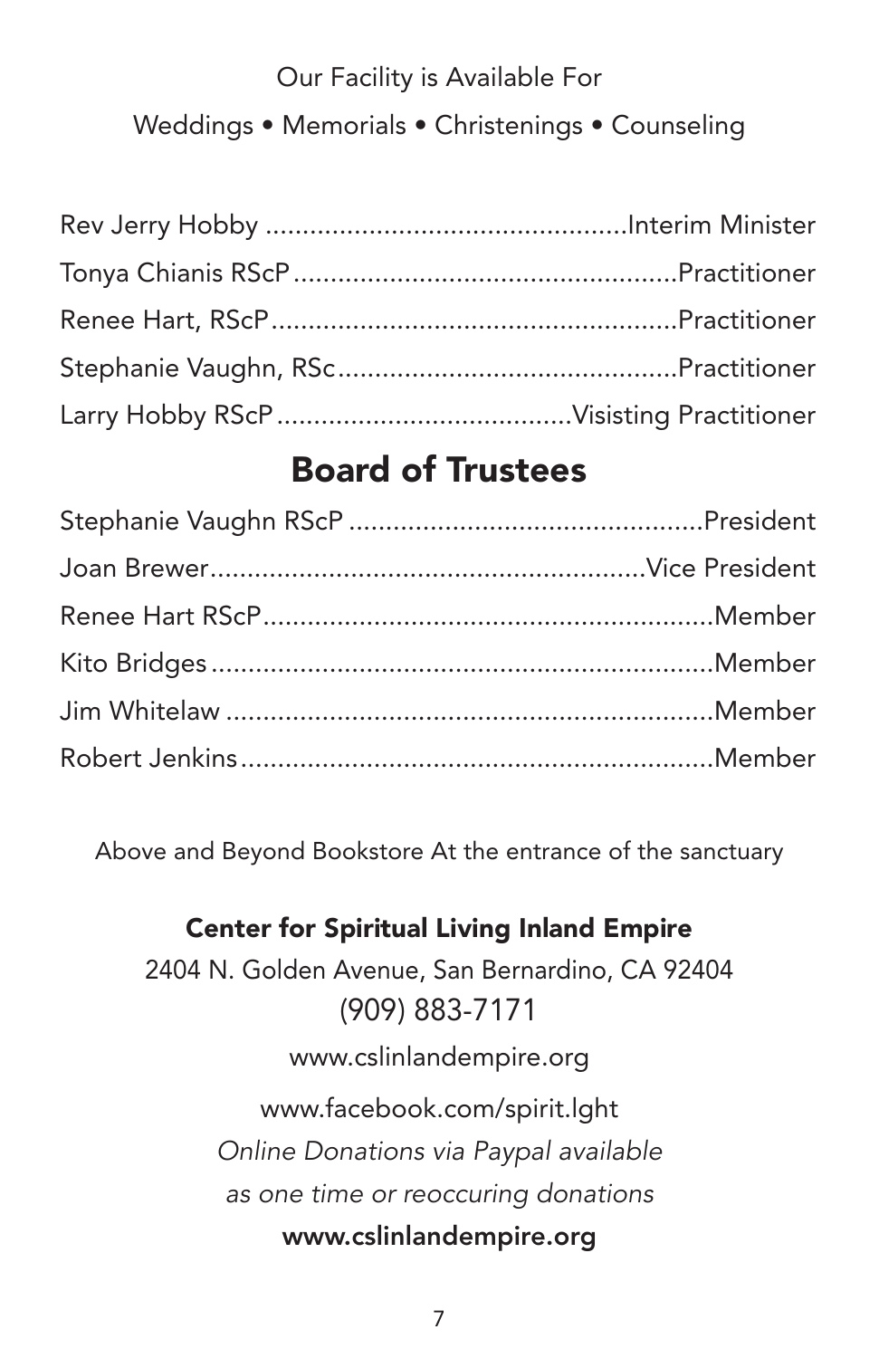Our Facility is Available For

Weddings • Memorials • Christenings • Counseling

Rev Jerry Hobby ................................................Interim Minister
Tonya Chianis RScP....................................................Practitioner
Renee Hart, RScP......................................................Practitioner
Stephanie Vaughn, RSc..............................................Practitioner
Larry Hobby RScP.......................................Visisting Practitioner

## Board of Trustees

Stephanie Vaughn RScP ................................................President
Joan Brewer..........................................................Vice President
Renee Hart RScP.............................................................Member
Kito Bridges...................................................................Member
Jim Whitelaw .................................................................Member
Robert Jenkins................................................................Member

Above and Beyond Bookstore At the entrance of the sanctuary

**Center for Spiritual Living Inland Empire**

2404 N. Golden Avenue, San Bernardino, CA 92404

(909) 883-7171

www.cslinlandempire.org

www.facebook.com/spirit.lght

*Online Donations via Paypal available*
*as one time or reoccuring donations*

**www.cslinlandempire.org**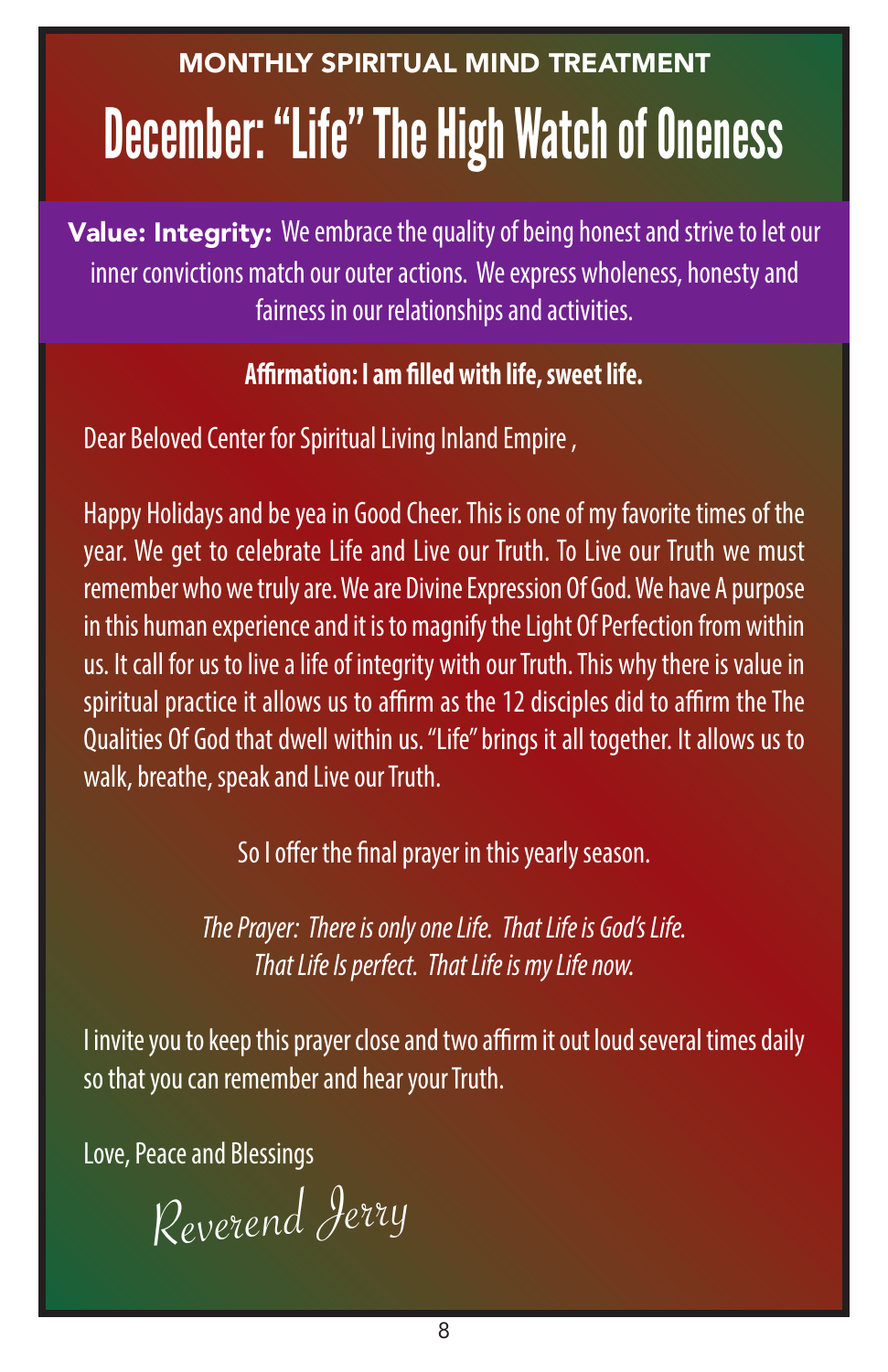MONTHLY SPIRITUAL MIND TREATMENT

# December: "Life" The High Watch of Oneness

**Value: Integrity:** We embrace the quality of being honest and strive to let our inner convictions match our outer actions. We express wholeness, honesty and fairness in our relationships and activities.

**Affirmation: I am filled with life, sweet life.**

Dear Beloved Center for Spiritual Living Inland Empire ,

Happy Holidays and be yea in Good Cheer. This is one of my favorite times of the year. We get to celebrate Life and Live our Truth. To Live our Truth we must remember who we truly are. We are Divine Expression Of God. We have A purpose in this human experience and it is to magnify the Light Of Perfection from within us. It call for us to live a life of integrity with our Truth. This why there is value in spiritual practice it allows us to affirm as the 12 disciples did to affirm the The Qualities Of God that dwell within us. "Life" brings it all together. It allows us to walk, breathe, speak and Live our Truth.

So I offer the final prayer in this yearly season.

*The Prayer: There is only one Life. That Life is God's Life.*
*That Life Is perfect. That Life is my Life now.*

I invite you to keep this prayer close and two affirm it out loud several times daily so that you can remember and hear your Truth.

Love, Peace and Blessings

Reverend Jerry